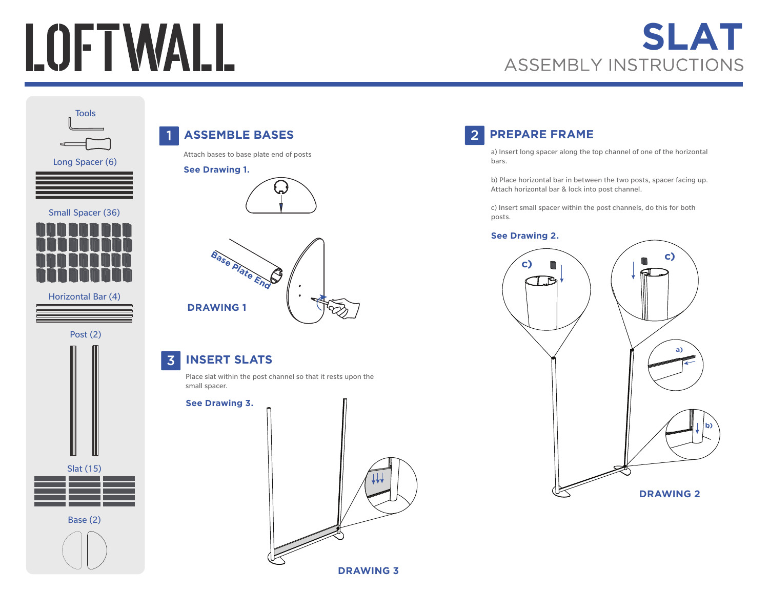# LOFTWALL

# SLAT
## ASSEMBLY INSTRUCTIONS

Tools

Long Spacer (6)

Small Spacer (36)

Horizontal Bar (4)

Post (2)

Slat (15)

Base (2)

## 1 ASSEMBLE BASES

Attach bases to base plate end of posts

**See Drawing 1.**

Base Plate End

**DRAWING 1**

## 2 PREPARE FRAME

a) Insert long spacer along the top channel of one of the horizontal bars.

b) Place horizontal bar in between the two posts, spacer facing up. Attach horizontal bar & lock into post channel.

c) Insert small spacer within the post channels, do this for both posts.

**See Drawing 2.**

c) c) a) b)

**DRAWING 2**

## 3 INSERT SLATS

Place slat within the post channel so that it rests upon the small spacer.

**See Drawing 3.**

**DRAWING 3**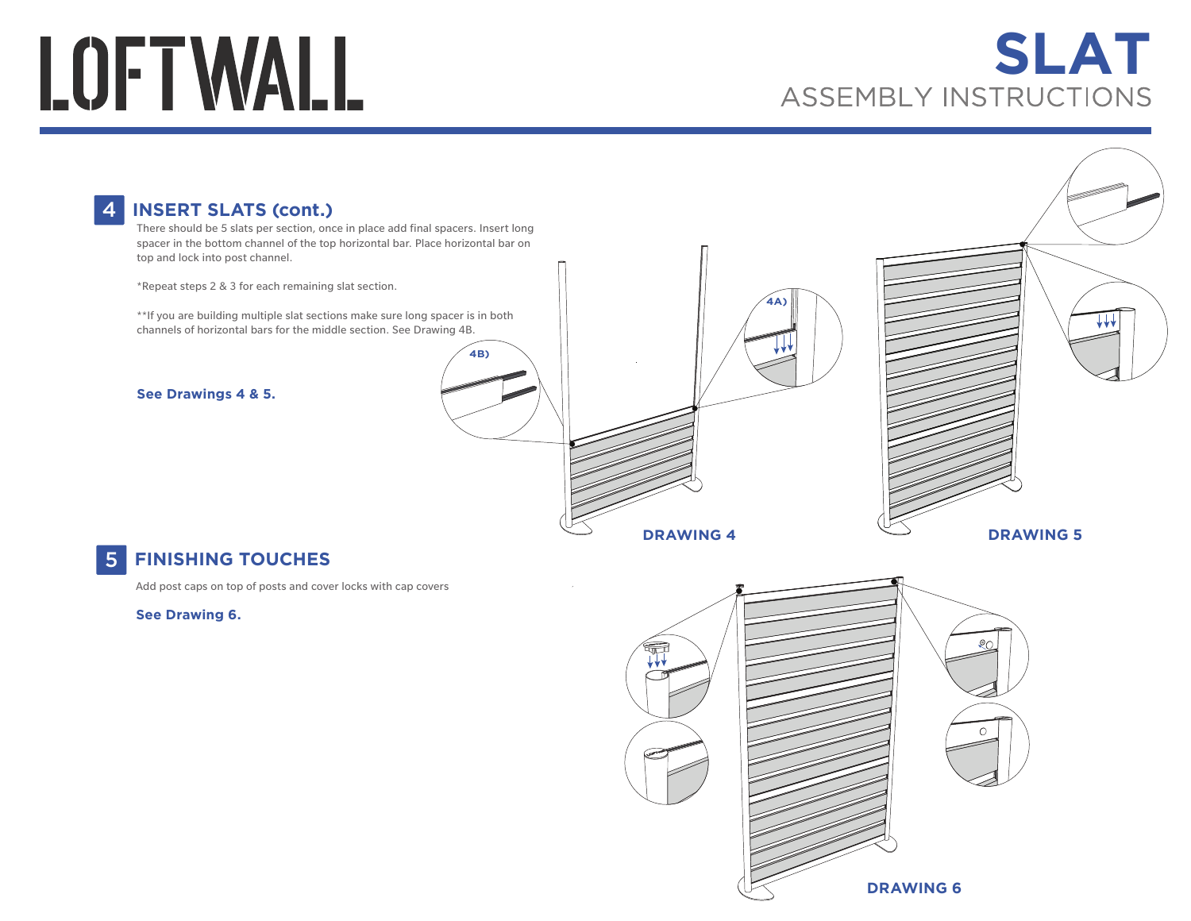# LOFTWALL

# SLAT
ASSEMBLY INSTRUCTIONS

## 4 INSERT SLATS (cont.)

There should be 5 slats per section, once in place add final spacers. Insert long spacer in the bottom channel of the top horizontal bar. Place horizontal bar on top and lock into post channel.

*Repeat steps 2 & 3 for each remaining slat section.

**If you are building multiple slat sections make sure long spacer is in both channels of horizontal bars for the middle section. See Drawing 4B.

**See Drawings 4 & 5.**

4A)

4B)

DRAWING 4

DRAWING 5

## 5 FINISHING TOUCHES

Add post caps on top of posts and cover locks with cap covers

**See Drawing 6.**

DRAWING 6